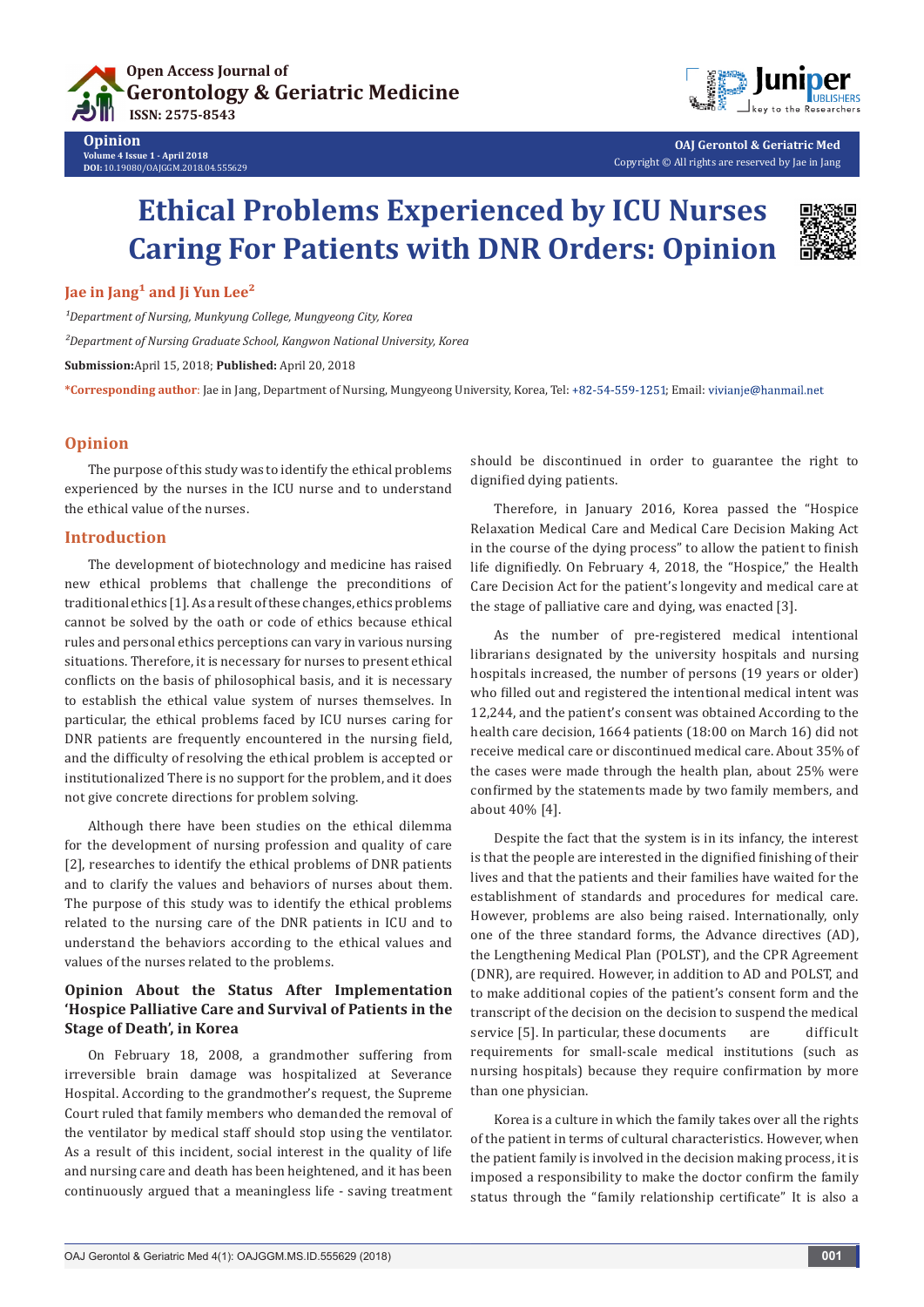# Ethical Problems Experienced by ICU Nurses Caring For Patients with DNR Orders: Opinion

**Jae in Jang[1] and Ji Yun Lee[2]**

*[1]Department of Nursing, Munkyung College, Mungyeong City, Korea*

*[2]Department of Nursing Graduate School, Kangwon National University, Korea*

**Submission:** April 15, 2018; **Published:** April 20, 2018

**\*Corresponding author**: Jae in Jang, Department of Nursing, Mungyeong University, Korea, Tel: +82-54-559-1251; Email: vivianje@hanmail.net

## Opinion

The purpose of this study was to identify the ethical problems experienced by the nurses in the ICU nurse and to understand the ethical value of the nurses.

## Introduction

The development of biotechnology and medicine has raised new ethical problems that challenge the preconditions of traditional ethics [1]. As a result of these changes, ethics problems cannot be solved by the oath or code of ethics because ethical rules and personal ethics perceptions can vary in various nursing situations. Therefore, it is necessary for nurses to present ethical conflicts on the basis of philosophical basis, and it is necessary to establish the ethical value system of nurses themselves. In particular, the ethical problems faced by ICU nurses caring for DNR patients are frequently encountered in the nursing field, and the difficulty of resolving the ethical problem is accepted or institutionalized There is no support for the problem, and it does not give concrete directions for problem solving.

Although there have been studies on the ethical dilemma for the development of nursing profession and quality of care [2], researches to identify the ethical problems of DNR patients and to clarify the values and behaviors of nurses about them. The purpose of this study was to identify the ethical problems related to the nursing care of the DNR patients in ICU and to understand the behaviors according to the ethical values and values of the nurses related to the problems.

### Opinion About the Status After Implementation 'Hospice Palliative Care and Survival of Patients in the Stage of Death', in Korea

On February 18, 2008, a grandmother suffering from irreversible brain damage was hospitalized at Severance Hospital. According to the grandmother's request, the Supreme Court ruled that family members who demanded the removal of the ventilator by medical staff should stop using the ventilator. As a result of this incident, social interest in the quality of life and nursing care and death has been heightened, and it has been continuously argued that a meaningless life - saving treatment should be discontinued in order to guarantee the right to dignified dying patients.

Therefore, in January 2016, Korea passed the "Hospice Relaxation Medical Care and Medical Care Decision Making Act in the course of the dying process" to allow the patient to finish life dignifiedly. On February 4, 2018, the "Hospice," the Health Care Decision Act for the patient's longevity and medical care at the stage of palliative care and dying, was enacted [3].

As the number of pre-registered medical intentional librarians designated by the university hospitals and nursing hospitals increased, the number of persons (19 years or older) who filled out and registered the intentional medical intent was 12,244, and the patient's consent was obtained According to the health care decision, 1664 patients (18:00 on March 16) did not receive medical care or discontinued medical care. About 35% of the cases were made through the health plan, about 25% were confirmed by the statements made by two family members, and about 40% [4].

Despite the fact that the system is in its infancy, the interest is that the people are interested in the dignified finishing of their lives and that the patients and their families have waited for the establishment of standards and procedures for medical care. However, problems are also being raised. Internationally, only one of the three standard forms, the Advance directives (AD), the Lengthening Medical Plan (POLST), and the CPR Agreement (DNR), are required. However, in addition to AD and POLST, and to make additional copies of the patient's consent form and the transcript of the decision on the decision to suspend the medical service [5]. In particular, these documents are difficult requirements for small-scale medical institutions (such as nursing hospitals) because they require confirmation by more than one physician.

Korea is a culture in which the family takes over all the rights of the patient in terms of cultural characteristics. However, when the patient family is involved in the decision making process, it is imposed a responsibility to make the doctor confirm the family status through the "family relationship certificate" It is also a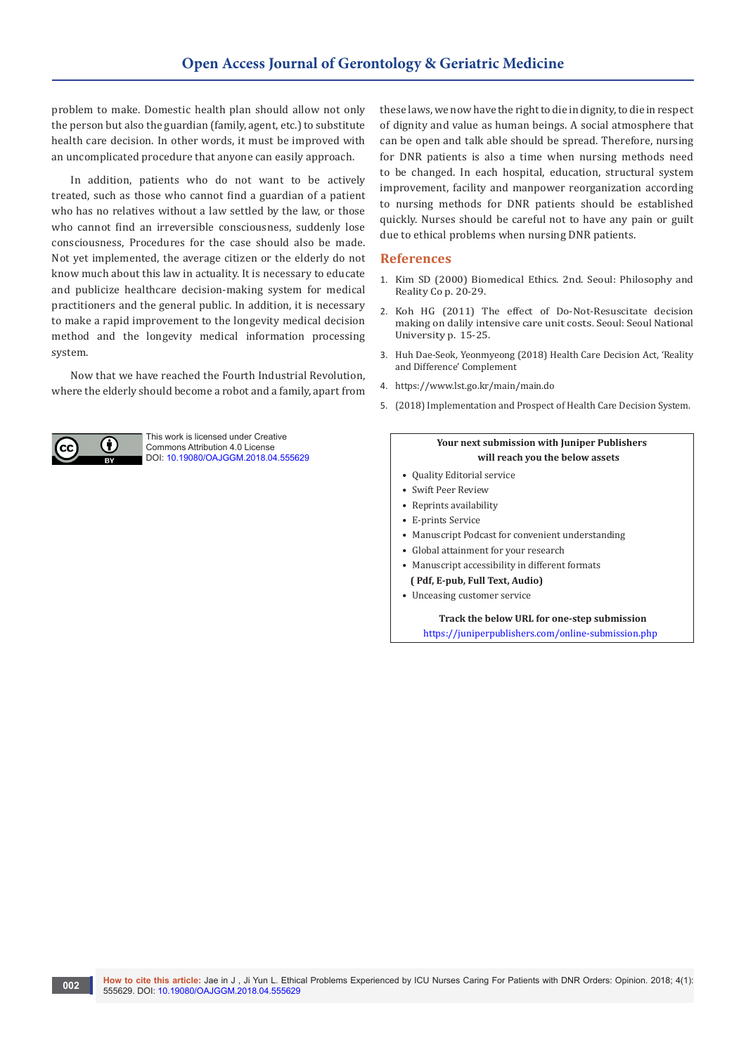problem to make. Domestic health plan should allow not only the person but also the guardian (family, agent, etc.) to substitute health care decision. In other words, it must be improved with an uncomplicated procedure that anyone can easily approach.

In addition, patients who do not want to be actively treated, such as those who cannot find a guardian of a patient who has no relatives without a law settled by the law, or those who cannot find an irreversible consciousness, suddenly lose consciousness, Procedures for the case should also be made. Not yet implemented, the average citizen or the elderly do not know much about this law in actuality. It is necessary to educate and publicize healthcare decision-making system for medical practitioners and the general public. In addition, it is necessary to make a rapid improvement to the longevity medical decision method and the longevity medical information processing system.

Now that we have reached the Fourth Industrial Revolution, where the elderly should become a robot and a family, apart from these laws, we now have the right to die in dignity, to die in respect of dignity and value as human beings. A social atmosphere that can be open and talk able should be spread. Therefore, nursing for DNR patients is also a time when nursing methods need to be changed. In each hospital, education, structural system improvement, facility and manpower reorganization according to nursing methods for DNR patients should be established quickly. Nurses should be careful not to have any pain or guilt due to ethical problems when nursing DNR patients.

## References

1. Kim SD (2000) Biomedical Ethics. 2nd. Seoul: Philosophy and Reality Co p. 20-29.
2. Koh HG (2011) The effect of Do-Not-Resuscitate decision making on dalily intensive care unit costs. Seoul: Seoul National University p. 15-25.
3. Huh Dae-Seok, Yeonmyeong (2018) Health Care Decision Act, 'Reality and Difference' Complement
4. https://www.lst.go.kr/main/main.do
5. (2018) Implementation and Prospect of Health Care Decision System.

This work is licensed under Creative Commons Attribution 4.0 License
DOI: 10.19080/OAJGGM.2018.04.555629

**Your next submission with Juniper Publishers will reach you the below assets**

- Quality Editorial service
- Swift Peer Review
- Reprints availability
- E-prints Service
- Manuscript Podcast for convenient understanding
- Global attainment for your research
- Manuscript accessibility in different formats **( Pdf, E-pub, Full Text, Audio)**
- Unceasing customer service

**Track the below URL for one-step submission**
https://juniperpublishers.com/online-submission.php

**How to cite this article:** Jae in J , Ji Yun L. Ethical Problems Experienced by ICU Nurses Caring For Patients with DNR Orders: Opinion. 2018; 4(1): 555629. DOI: 10.19080/OAJGGM.2018.04.555629